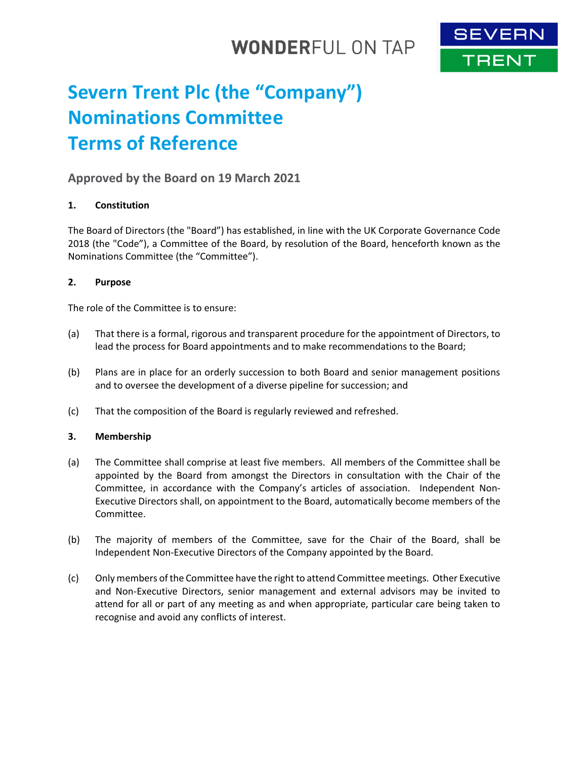# Severn Trent Plc (the "Company")
# Nominations Committee
# Terms of Reference

## Approved by the Board on 19 March 2021

### 1. Constitution

The Board of Directors (the "Board") has established, in line with the UK Corporate Governance Code 2018 (the "Code"), a Committee of the Board, by resolution of the Board, henceforth known as the Nominations Committee (the "Committee").

### 2. Purpose

The role of the Committee is to ensure:

(a) That there is a formal, rigorous and transparent procedure for the appointment of Directors, to lead the process for Board appointments and to make recommendations to the Board;

(b) Plans are in place for an orderly succession to both Board and senior management positions and to oversee the development of a diverse pipeline for succession; and

(c) That the composition of the Board is regularly reviewed and refreshed.

### 3. Membership

(a) The Committee shall comprise at least five members. All members of the Committee shall be appointed by the Board from amongst the Directors in consultation with the Chair of the Committee, in accordance with the Company's articles of association. Independent Non-Executive Directors shall, on appointment to the Board, automatically become members of the Committee.

(b) The majority of members of the Committee, save for the Chair of the Board, shall be Independent Non-Executive Directors of the Company appointed by the Board.

(c) Only members of the Committee have the right to attend Committee meetings. Other Executive and Non-Executive Directors, senior management and external advisors may be invited to attend for all or part of any meeting as and when appropriate, particular care being taken to recognise and avoid any conflicts of interest.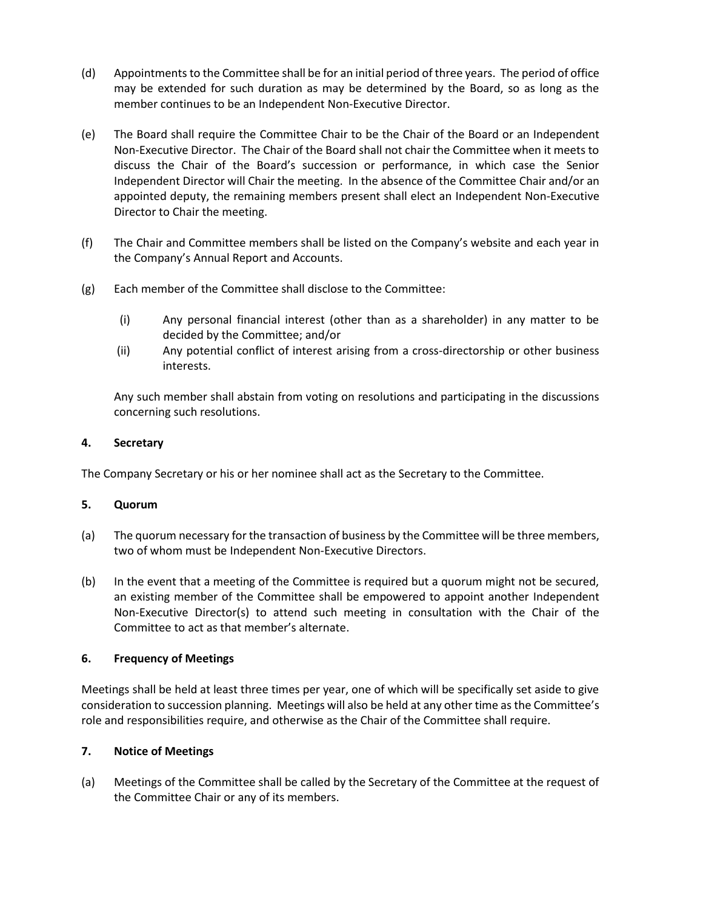(d) Appointments to the Committee shall be for an initial period of three years. The period of office may be extended for such duration as may be determined by the Board, so as long as the member continues to be an Independent Non-Executive Director.

(e) The Board shall require the Committee Chair to be the Chair of the Board or an Independent Non-Executive Director. The Chair of the Board shall not chair the Committee when it meets to discuss the Chair of the Board's succession or performance, in which case the Senior Independent Director will Chair the meeting. In the absence of the Committee Chair and/or an appointed deputy, the remaining members present shall elect an Independent Non-Executive Director to Chair the meeting.

(f) The Chair and Committee members shall be listed on the Company's website and each year in the Company's Annual Report and Accounts.

(g) Each member of the Committee shall disclose to the Committee:

   (i) Any personal financial interest (other than as a shareholder) in any matter to be decided by the Committee; and/or
   
   (ii) Any potential conflict of interest arising from a cross-directorship or other business interests.

   Any such member shall abstain from voting on resolutions and participating in the discussions concerning such resolutions.

#### 4. Secretary

The Company Secretary or his or her nominee shall act as the Secretary to the Committee.

#### 5. Quorum

(a) The quorum necessary for the transaction of business by the Committee will be three members, two of whom must be Independent Non-Executive Directors.

(b) In the event that a meeting of the Committee is required but a quorum might not be secured, an existing member of the Committee shall be empowered to appoint another Independent Non-Executive Director(s) to attend such meeting in consultation with the Chair of the Committee to act as that member's alternate.

#### 6. Frequency of Meetings

Meetings shall be held at least three times per year, one of which will be specifically set aside to give consideration to succession planning. Meetings will also be held at any other time as the Committee's role and responsibilities require, and otherwise as the Chair of the Committee shall require.

#### 7. Notice of Meetings

(a) Meetings of the Committee shall be called by the Secretary of the Committee at the request of the Committee Chair or any of its members.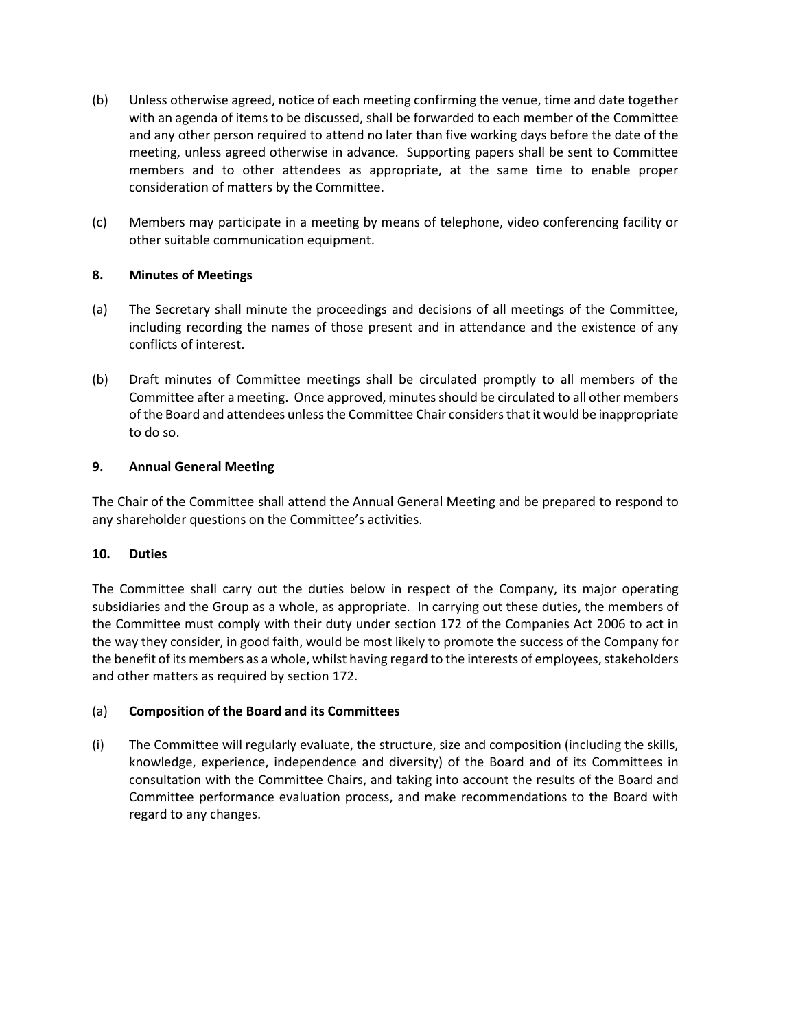(b) Unless otherwise agreed, notice of each meeting confirming the venue, time and date together with an agenda of items to be discussed, shall be forwarded to each member of the Committee and any other person required to attend no later than five working days before the date of the meeting, unless agreed otherwise in advance. Supporting papers shall be sent to Committee members and to other attendees as appropriate, at the same time to enable proper consideration of matters by the Committee.

(c) Members may participate in a meeting by means of telephone, video conferencing facility or other suitable communication equipment.

## 8. Minutes of Meetings

(a) The Secretary shall minute the proceedings and decisions of all meetings of the Committee, including recording the names of those present and in attendance and the existence of any conflicts of interest.

(b) Draft minutes of Committee meetings shall be circulated promptly to all members of the Committee after a meeting. Once approved, minutes should be circulated to all other members of the Board and attendees unless the Committee Chair considers that it would be inappropriate to do so.

## 9. Annual General Meeting

The Chair of the Committee shall attend the Annual General Meeting and be prepared to respond to any shareholder questions on the Committee's activities.

## 10. Duties

The Committee shall carry out the duties below in respect of the Company, its major operating subsidiaries and the Group as a whole, as appropriate. In carrying out these duties, the members of the Committee must comply with their duty under section 172 of the Companies Act 2006 to act in the way they consider, in good faith, would be most likely to promote the success of the Company for the benefit of its members as a whole, whilst having regard to the interests of employees, stakeholders and other matters as required by section 172.

### (a) Composition of the Board and its Committees

(i) The Committee will regularly evaluate, the structure, size and composition (including the skills, knowledge, experience, independence and diversity) of the Board and of its Committees in consultation with the Committee Chairs, and taking into account the results of the Board and Committee performance evaluation process, and make recommendations to the Board with regard to any changes.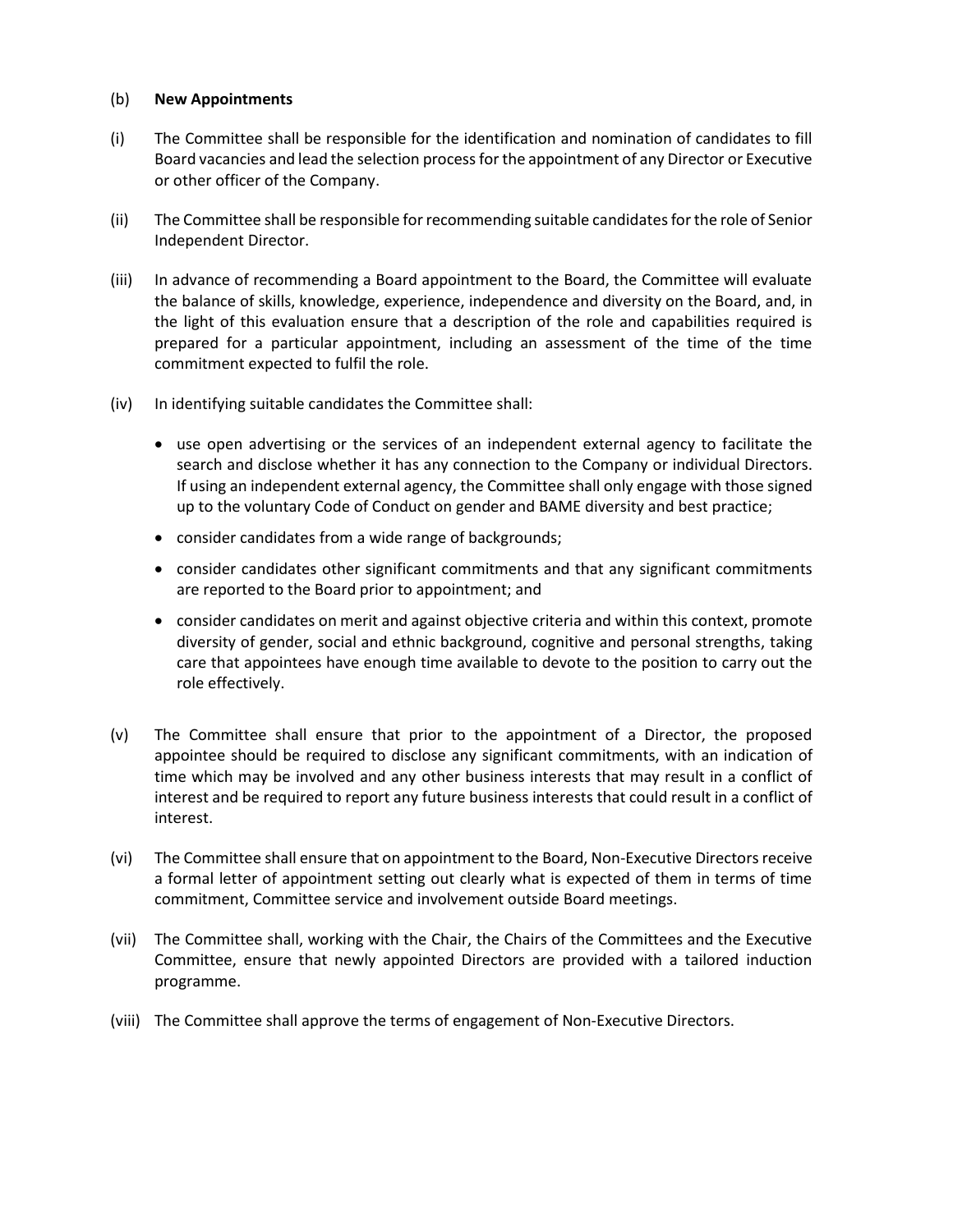(b) **New Appointments**

(i) The Committee shall be responsible for the identification and nomination of candidates to fill Board vacancies and lead the selection process for the appointment of any Director or Executive or other officer of the Company.

(ii) The Committee shall be responsible for recommending suitable candidates for the role of Senior Independent Director.

(iii) In advance of recommending a Board appointment to the Board, the Committee will evaluate the balance of skills, knowledge, experience, independence and diversity on the Board, and, in the light of this evaluation ensure that a description of the role and capabilities required is prepared for a particular appointment, including an assessment of the time of the time commitment expected to fulfil the role.

(iv) In identifying suitable candidates the Committee shall:

- use open advertising or the services of an independent external agency to facilitate the search and disclose whether it has any connection to the Company or individual Directors. If using an independent external agency, the Committee shall only engage with those signed up to the voluntary Code of Conduct on gender and BAME diversity and best practice;
- consider candidates from a wide range of backgrounds;
- consider candidates other significant commitments and that any significant commitments are reported to the Board prior to appointment; and
- consider candidates on merit and against objective criteria and within this context, promote diversity of gender, social and ethnic background, cognitive and personal strengths, taking care that appointees have enough time available to devote to the position to carry out the role effectively.

(v) The Committee shall ensure that prior to the appointment of a Director, the proposed appointee should be required to disclose any significant commitments, with an indication of time which may be involved and any other business interests that may result in a conflict of interest and be required to report any future business interests that could result in a conflict of interest.

(vi) The Committee shall ensure that on appointment to the Board, Non-Executive Directors receive a formal letter of appointment setting out clearly what is expected of them in terms of time commitment, Committee service and involvement outside Board meetings.

(vii) The Committee shall, working with the Chair, the Chairs of the Committees and the Executive Committee, ensure that newly appointed Directors are provided with a tailored induction programme.

(viii) The Committee shall approve the terms of engagement of Non-Executive Directors.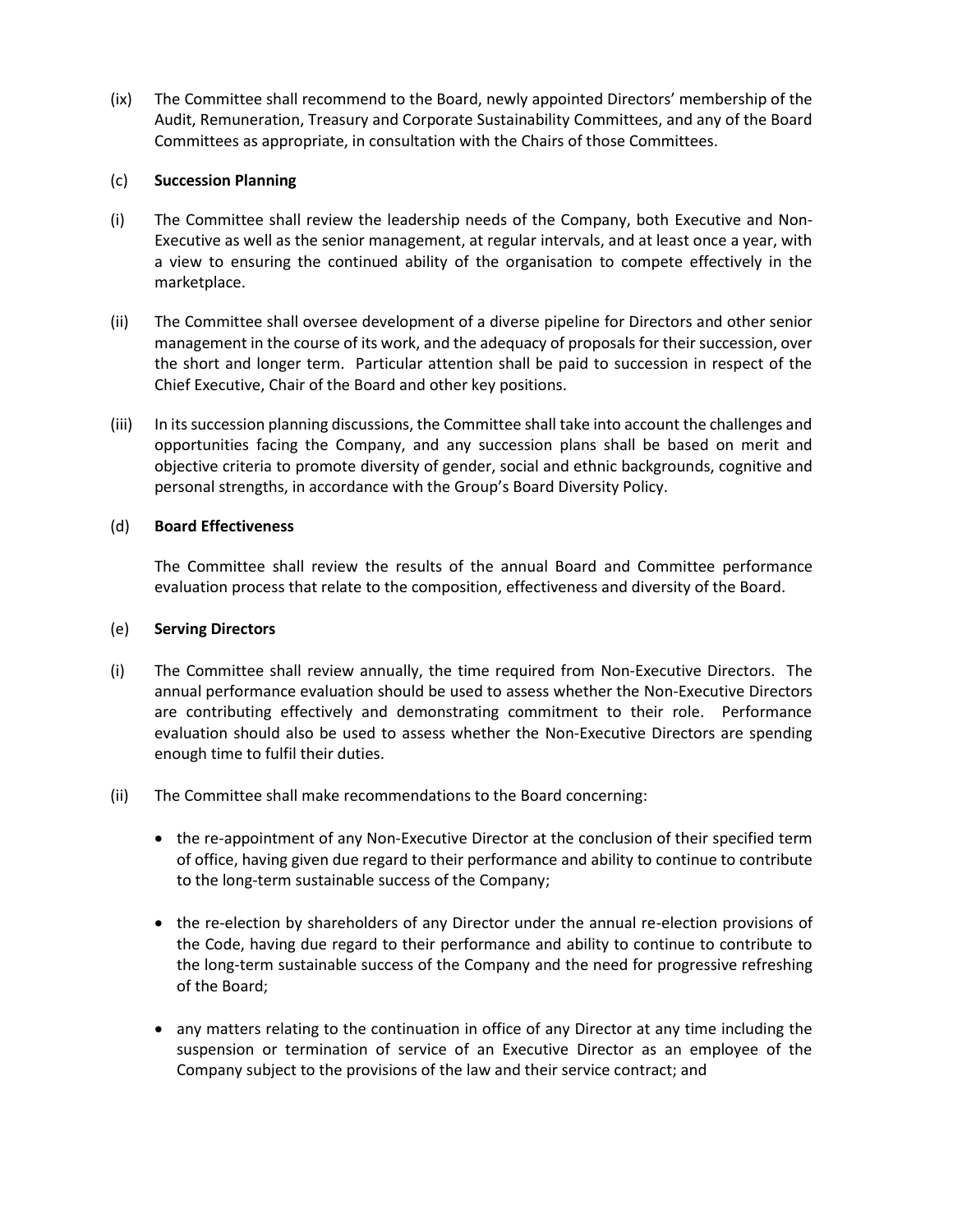(ix) The Committee shall recommend to the Board, newly appointed Directors' membership of the Audit, Remuneration, Treasury and Corporate Sustainability Committees, and any of the Board Committees as appropriate, in consultation with the Chairs of those Committees.

(c) **Succession Planning**

(i) The Committee shall review the leadership needs of the Company, both Executive and Non-Executive as well as the senior management, at regular intervals, and at least once a year, with a view to ensuring the continued ability of the organisation to compete effectively in the marketplace.

(ii) The Committee shall oversee development of a diverse pipeline for Directors and other senior management in the course of its work, and the adequacy of proposals for their succession, over the short and longer term. Particular attention shall be paid to succession in respect of the Chief Executive, Chair of the Board and other key positions.

(iii) In its succession planning discussions, the Committee shall take into account the challenges and opportunities facing the Company, and any succession plans shall be based on merit and objective criteria to promote diversity of gender, social and ethnic backgrounds, cognitive and personal strengths, in accordance with the Group's Board Diversity Policy.

(d) **Board Effectiveness**

The Committee shall review the results of the annual Board and Committee performance evaluation process that relate to the composition, effectiveness and diversity of the Board.

(e) **Serving Directors**

(i) The Committee shall review annually, the time required from Non-Executive Directors. The annual performance evaluation should be used to assess whether the Non-Executive Directors are contributing effectively and demonstrating commitment to their role. Performance evaluation should also be used to assess whether the Non-Executive Directors are spending enough time to fulfil their duties.

(ii) The Committee shall make recommendations to the Board concerning:

- the re-appointment of any Non-Executive Director at the conclusion of their specified term of office, having given due regard to their performance and ability to continue to contribute to the long-term sustainable success of the Company;
- the re-election by shareholders of any Director under the annual re-election provisions of the Code, having due regard to their performance and ability to continue to contribute to the long-term sustainable success of the Company and the need for progressive refreshing of the Board;
- any matters relating to the continuation in office of any Director at any time including the suspension or termination of service of an Executive Director as an employee of the Company subject to the provisions of the law and their service contract; and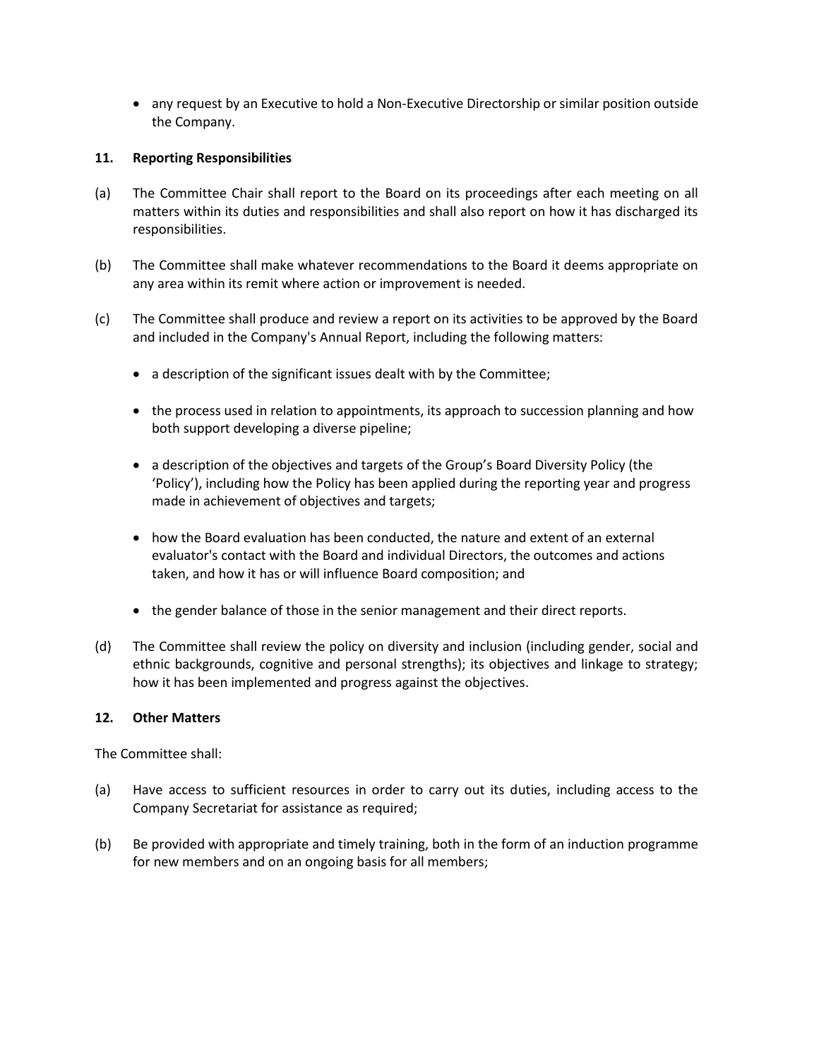- any request by an Executive to hold a Non-Executive Directorship or similar position outside the Company.

**11. Reporting Responsibilities**

(a) The Committee Chair shall report to the Board on its proceedings after each meeting on all matters within its duties and responsibilities and shall also report on how it has discharged its responsibilities.

(b) The Committee shall make whatever recommendations to the Board it deems appropriate on any area within its remit where action or improvement is needed.

(c) The Committee shall produce and review a report on its activities to be approved by the Board and included in the Company's Annual Report, including the following matters:

- a description of the significant issues dealt with by the Committee;
- the process used in relation to appointments, its approach to succession planning and how both support developing a diverse pipeline;
- a description of the objectives and targets of the Group's Board Diversity Policy (the 'Policy'), including how the Policy has been applied during the reporting year and progress made in achievement of objectives and targets;
- how the Board evaluation has been conducted, the nature and extent of an external evaluator's contact with the Board and individual Directors, the outcomes and actions taken, and how it has or will influence Board composition; and
- the gender balance of those in the senior management and their direct reports.

(d) The Committee shall review the policy on diversity and inclusion (including gender, social and ethnic backgrounds, cognitive and personal strengths); its objectives and linkage to strategy; how it has been implemented and progress against the objectives.

**12. Other Matters**

The Committee shall:

(a) Have access to sufficient resources in order to carry out its duties, including access to the Company Secretariat for assistance as required;

(b) Be provided with appropriate and timely training, both in the form of an induction programme for new members and on an ongoing basis for all members;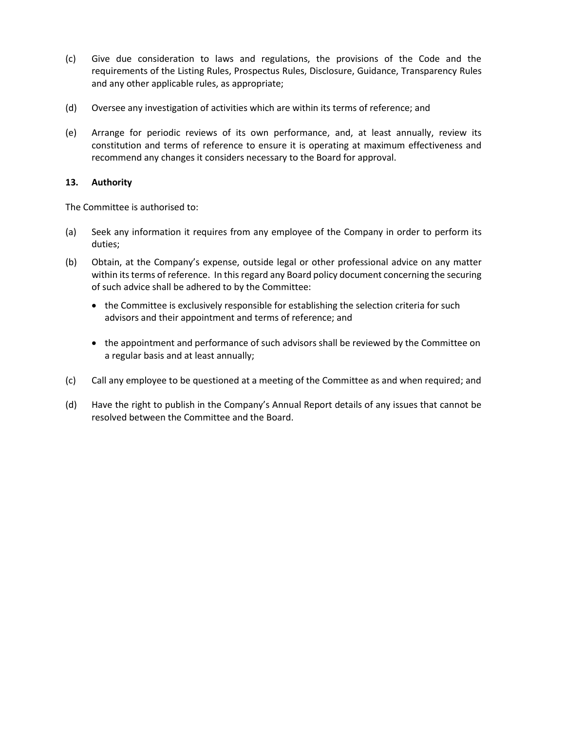(c) Give due consideration to laws and regulations, the provisions of the Code and the requirements of the Listing Rules, Prospectus Rules, Disclosure, Guidance, Transparency Rules and any other applicable rules, as appropriate;

(d) Oversee any investigation of activities which are within its terms of reference; and

(e) Arrange for periodic reviews of its own performance, and, at least annually, review its constitution and terms of reference to ensure it is operating at maximum effectiveness and recommend any changes it considers necessary to the Board for approval.

### 13. Authority

The Committee is authorised to:

(a) Seek any information it requires from any employee of the Company in order to perform its duties;

(b) Obtain, at the Company's expense, outside legal or other professional advice on any matter within its terms of reference. In this regard any Board policy document concerning the securing of such advice shall be adhered to by the Committee:

- the Committee is exclusively responsible for establishing the selection criteria for such advisors and their appointment and terms of reference; and
- the appointment and performance of such advisors shall be reviewed by the Committee on a regular basis and at least annually;

(c) Call any employee to be questioned at a meeting of the Committee as and when required; and

(d) Have the right to publish in the Company's Annual Report details of any issues that cannot be resolved between the Committee and the Board.